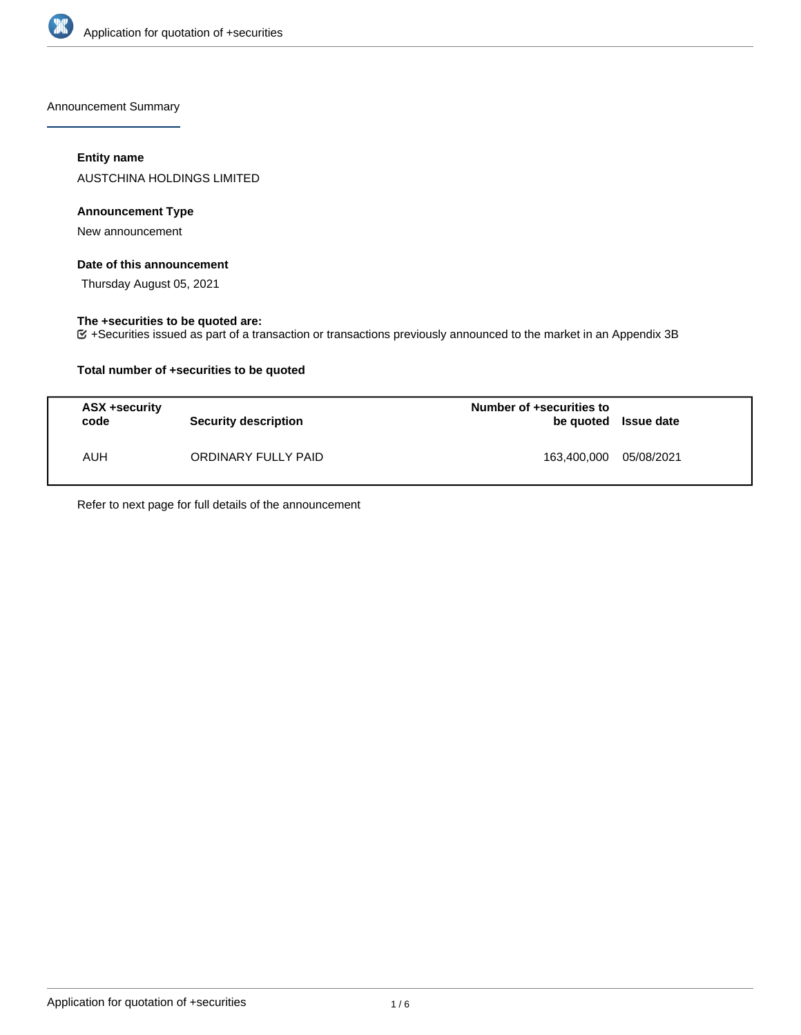## Announcement Summary

### Entity name

AUSTCHINA HOLDINGS LIMITED

### Announcement Type

New announcement

### Date of this announcement

Thursday August 05, 2021

### The +securities to be quoted are:

+Securities issued as part of a transaction or transactions previously announced to the market in an Appendix 3B

### Total number of +securities to be quoted

| ASX +security code | Security description | Number of +securities to be quoted | Issue date |
|---|---|---|---|
| AUH | ORDINARY FULLY PAID | 163,400,000 | 05/08/2021 |

Refer to next page for full details of the announcement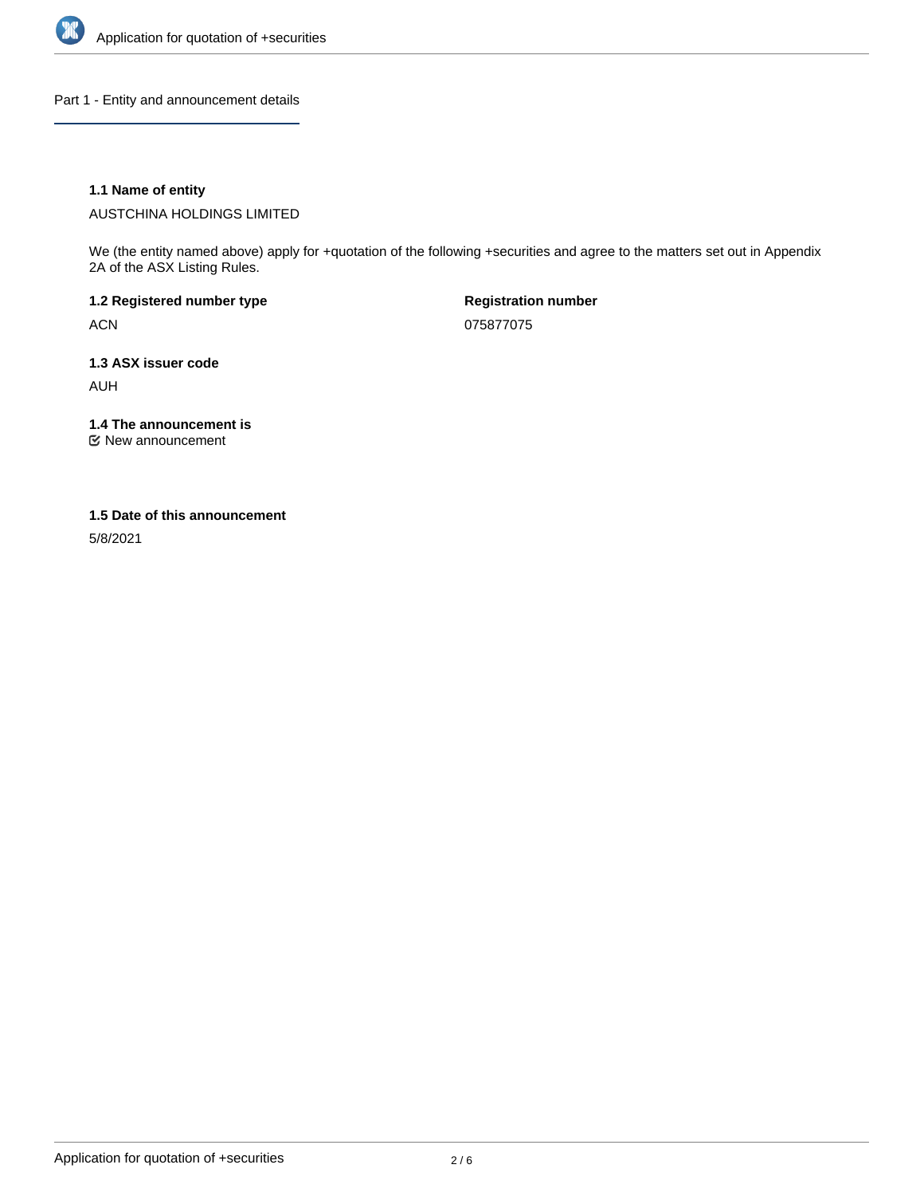## Part 1 - Entity and announcement details

### 1.1 Name of entity

AUSTCHINA HOLDINGS LIMITED

We (the entity named above) apply for +quotation of the following +securities and agree to the matters set out in Appendix 2A of the ASX Listing Rules.

**1.2 Registered number type**

ACN

**Registration number**

075877075

**1.3 ASX issuer code**

AUH

**1.4 The announcement is**

☑ New announcement

**1.5 Date of this announcement**

5/8/2021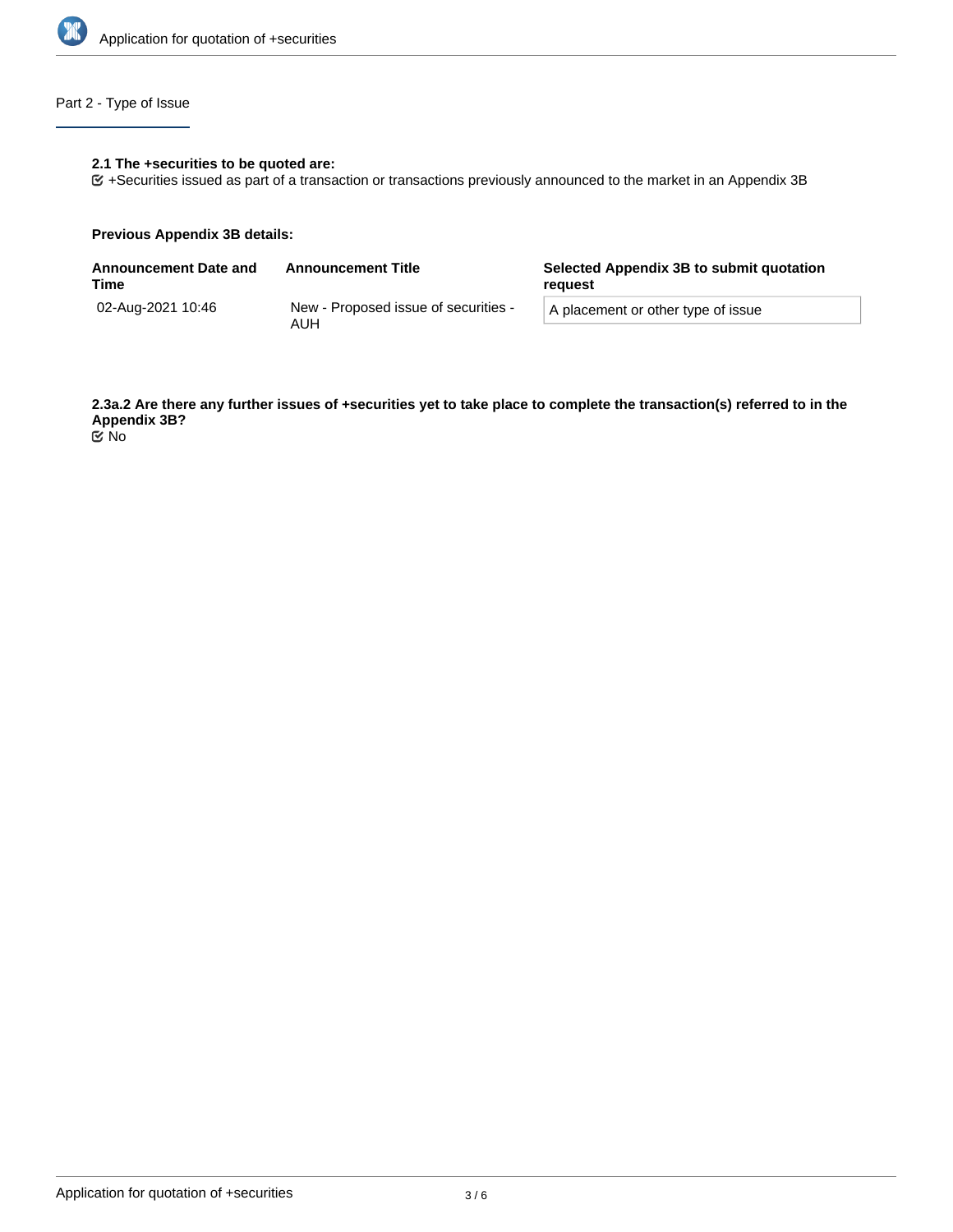## Part 2 - Type of Issue

**2.1 The +securities to be quoted are:**

+Securities issued as part of a transaction or transactions previously announced to the market in an Appendix 3B

**Previous Appendix 3B details:**

| Announcement Date and Time | Announcement Title | Selected Appendix 3B to submit quotation request |
|---|---|---|
| 02-Aug-2021 10:46 | New - Proposed issue of securities - AUH | A placement or other type of issue |

**2.3a.2 Are there any further issues of +securities yet to take place to complete the transaction(s) referred to in the Appendix 3B?**

No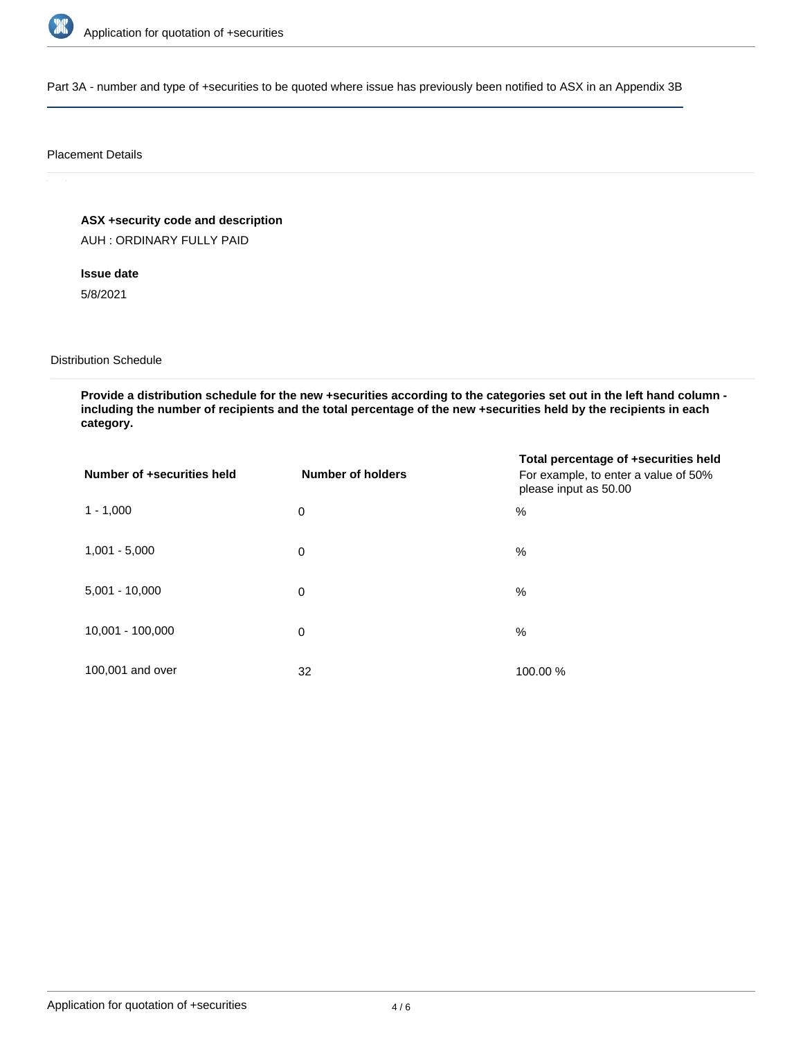## Part 3A - number and type of +securities to be quoted where issue has previously been notified to ASX in an Appendix 3B

### Placement Details

**ASX +security code and description**

AUH : ORDINARY FULLY PAID

**Issue date**

5/8/2021

### Distribution Schedule

**Provide a distribution schedule for the new +securities according to the categories set out in the left hand column - including the number of recipients and the total percentage of the new +securities held by the recipients in each category.**

| Number of +securities held | Number of holders | Total percentage of +securities held For example, to enter a value of 50% please input as 50.00 |
|---|---|---|
| 1 - 1,000 | 0 | % |
| 1,001 - 5,000 | 0 | % |
| 5,001 - 10,000 | 0 | % |
| 10,001 - 100,000 | 0 | % |
| 100,001 and over | 32 | 100.00 % |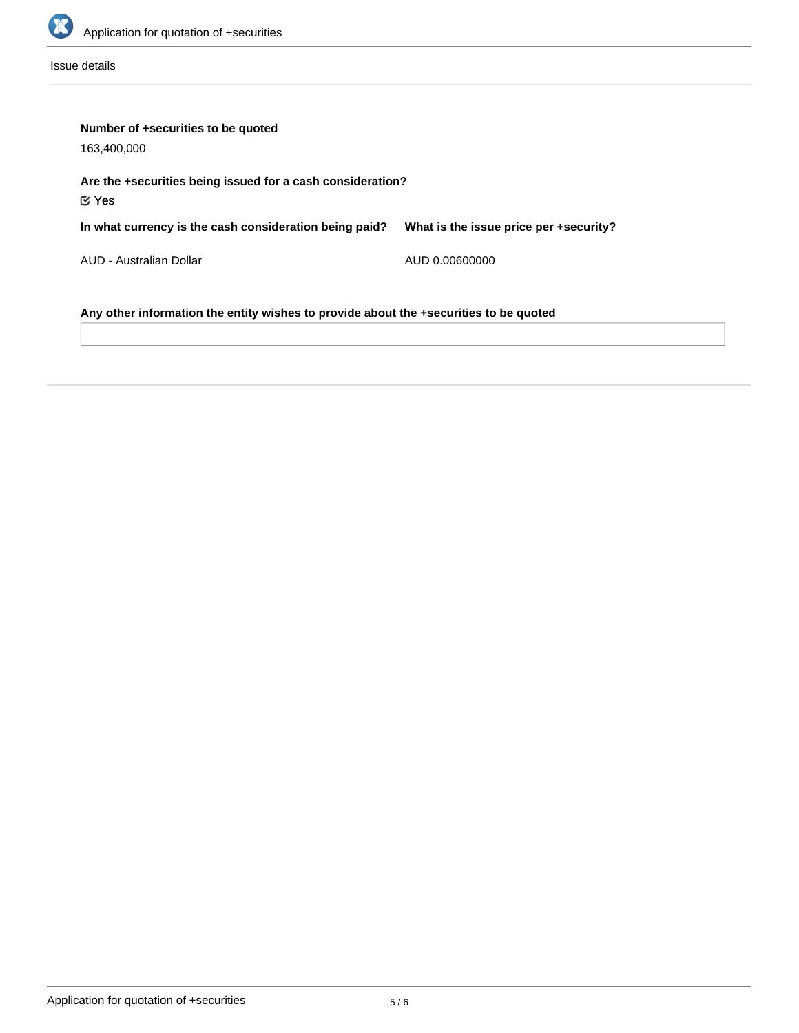Issue details

**Number of +securities to be quoted**

163,400,000

**Are the +securities being issued for a cash consideration?**

☑ Yes

| In what currency is the cash consideration being paid? | What is the issue price per +security? |
| --- | --- |
| AUD - Australian Dollar | AUD 0.00600000 |

**Any other information the entity wishes to provide about the +securities to be quoted**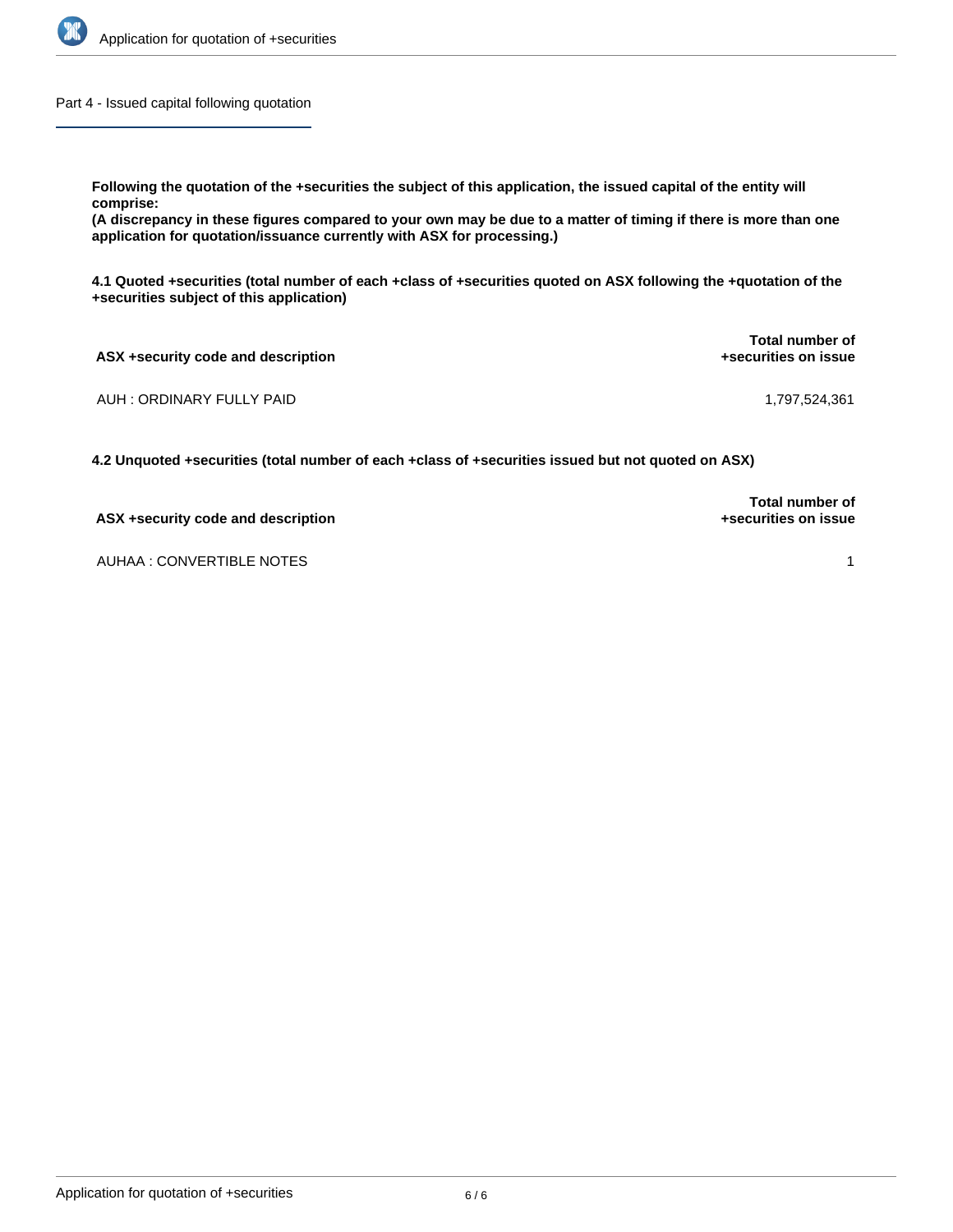## Part 4 - Issued capital following quotation

**Following the quotation of the +securities the subject of this application, the issued capital of the entity will comprise:**
**(A discrepancy in these figures compared to your own may be due to a matter of timing if there is more than one application for quotation/issuance currently with ASX for processing.)**

**4.1 Quoted +securities (total number of each +class of +securities quoted on ASX following the +quotation of the +securities subject of this application)**

| ASX +security code and description | Total number of +securities on issue |
|---|---|
| AUH : ORDINARY FULLY PAID | 1,797,524,361 |

**4.2 Unquoted +securities (total number of each +class of +securities issued but not quoted on ASX)**

| ASX +security code and description | Total number of +securities on issue |
|---|---|
| AUHAA : CONVERTIBLE NOTES | 1 |